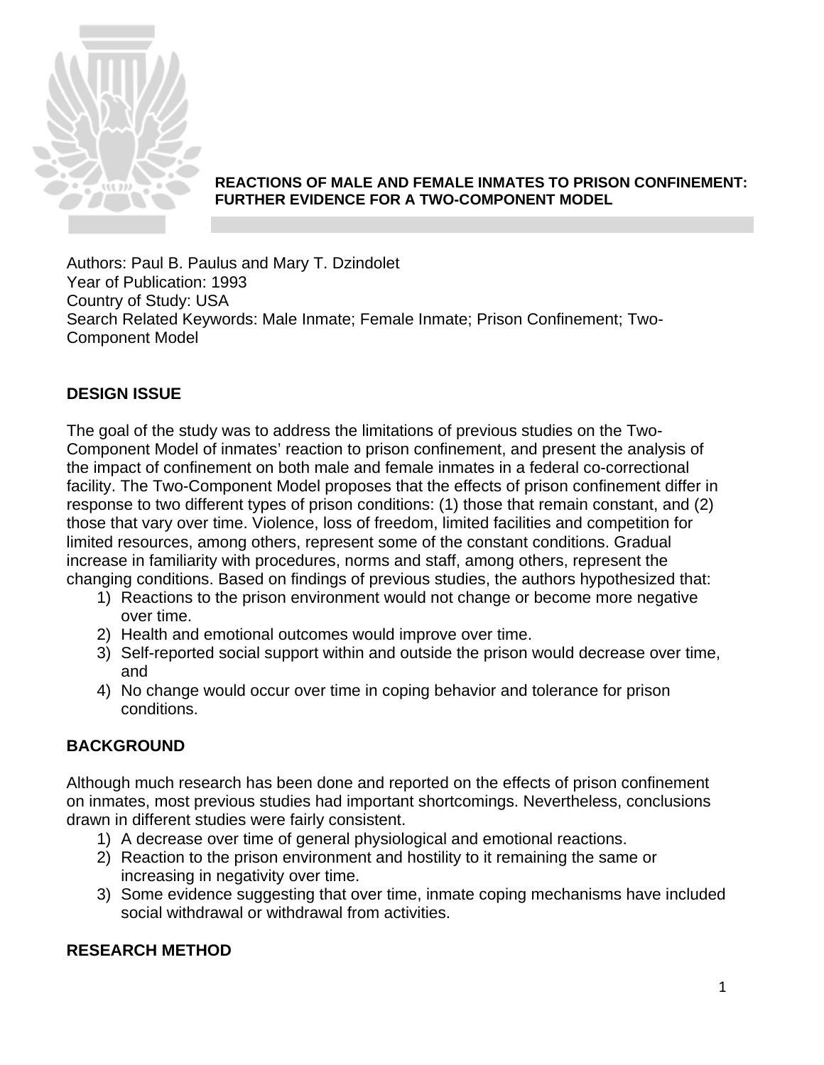**REACTIONS OF MALE AND FEMALE INMATES TO PRISON CONFINEMENT: FURTHER EVIDENCE FOR A TWO-COMPONENT MODEL**

Authors: Paul B. Paulus and Mary T. Dzindolet
Year of Publication: 1993
Country of Study: USA
Search Related Keywords: Male Inmate; Female Inmate; Prison Confinement; Two-Component Model

## DESIGN ISSUE

The goal of the study was to address the limitations of previous studies on the Two-Component Model of inmates' reaction to prison confinement, and present the analysis of the impact of confinement on both male and female inmates in a federal co-correctional facility. The Two-Component Model proposes that the effects of prison confinement differ in response to two different types of prison conditions: (1) those that remain constant, and (2) those that vary over time. Violence, loss of freedom, limited facilities and competition for limited resources, among others, represent some of the constant conditions. Gradual increase in familiarity with procedures, norms and staff, among others, represent the changing conditions. Based on findings of previous studies, the authors hypothesized that:

1) Reactions to the prison environment would not change or become more negative over time.
2) Health and emotional outcomes would improve over time.
3) Self-reported social support within and outside the prison would decrease over time, and
4) No change would occur over time in coping behavior and tolerance for prison conditions.

## BACKGROUND

Although much research has been done and reported on the effects of prison confinement on inmates, most previous studies had important shortcomings. Nevertheless, conclusions drawn in different studies were fairly consistent.

1) A decrease over time of general physiological and emotional reactions.
2) Reaction to the prison environment and hostility to it remaining the same or increasing in negativity over time.
3) Some evidence suggesting that over time, inmate coping mechanisms have included social withdrawal or withdrawal from activities.

## RESEARCH METHOD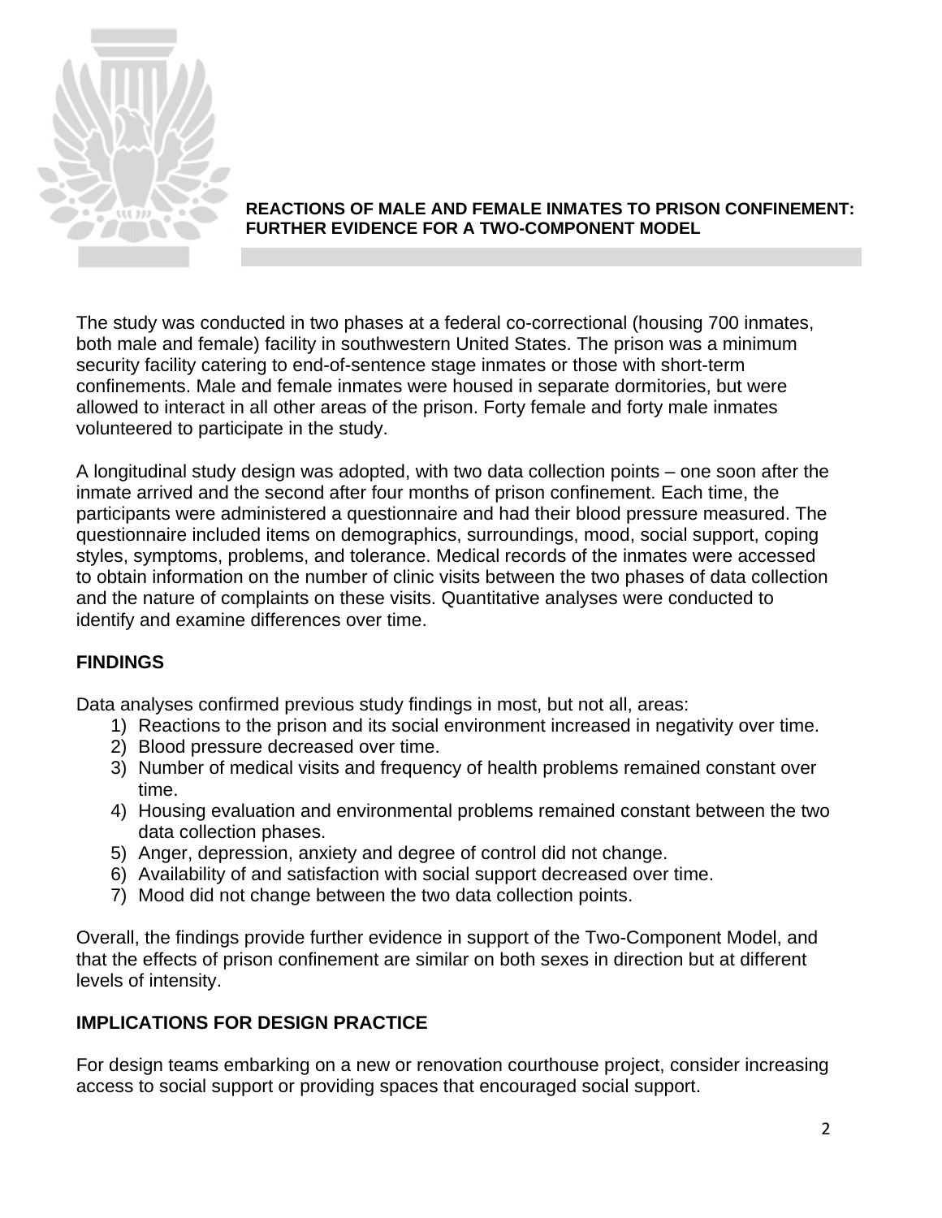**REACTIONS OF MALE AND FEMALE INMATES TO PRISON CONFINEMENT: FURTHER EVIDENCE FOR A TWO-COMPONENT MODEL**

The study was conducted in two phases at a federal co-correctional (housing 700 inmates, both male and female) facility in southwestern United States. The prison was a minimum security facility catering to end-of-sentence stage inmates or those with short-term confinements. Male and female inmates were housed in separate dormitories, but were allowed to interact in all other areas of the prison. Forty female and forty male inmates volunteered to participate in the study.

A longitudinal study design was adopted, with two data collection points – one soon after the inmate arrived and the second after four months of prison confinement. Each time, the participants were administered a questionnaire and had their blood pressure measured. The questionnaire included items on demographics, surroundings, mood, social support, coping styles, symptoms, problems, and tolerance. Medical records of the inmates were accessed to obtain information on the number of clinic visits between the two phases of data collection and the nature of complaints on these visits. Quantitative analyses were conducted to identify and examine differences over time.

## FINDINGS

Data analyses confirmed previous study findings in most, but not all, areas:

1) Reactions to the prison and its social environment increased in negativity over time.
2) Blood pressure decreased over time.
3) Number of medical visits and frequency of health problems remained constant over time.
4) Housing evaluation and environmental problems remained constant between the two data collection phases.
5) Anger, depression, anxiety and degree of control did not change.
6) Availability of and satisfaction with social support decreased over time.
7) Mood did not change between the two data collection points.

Overall, the findings provide further evidence in support of the Two-Component Model, and that the effects of prison confinement are similar on both sexes in direction but at different levels of intensity.

## IMPLICATIONS FOR DESIGN PRACTICE

For design teams embarking on a new or renovation courthouse project, consider increasing access to social support or providing spaces that encouraged social support.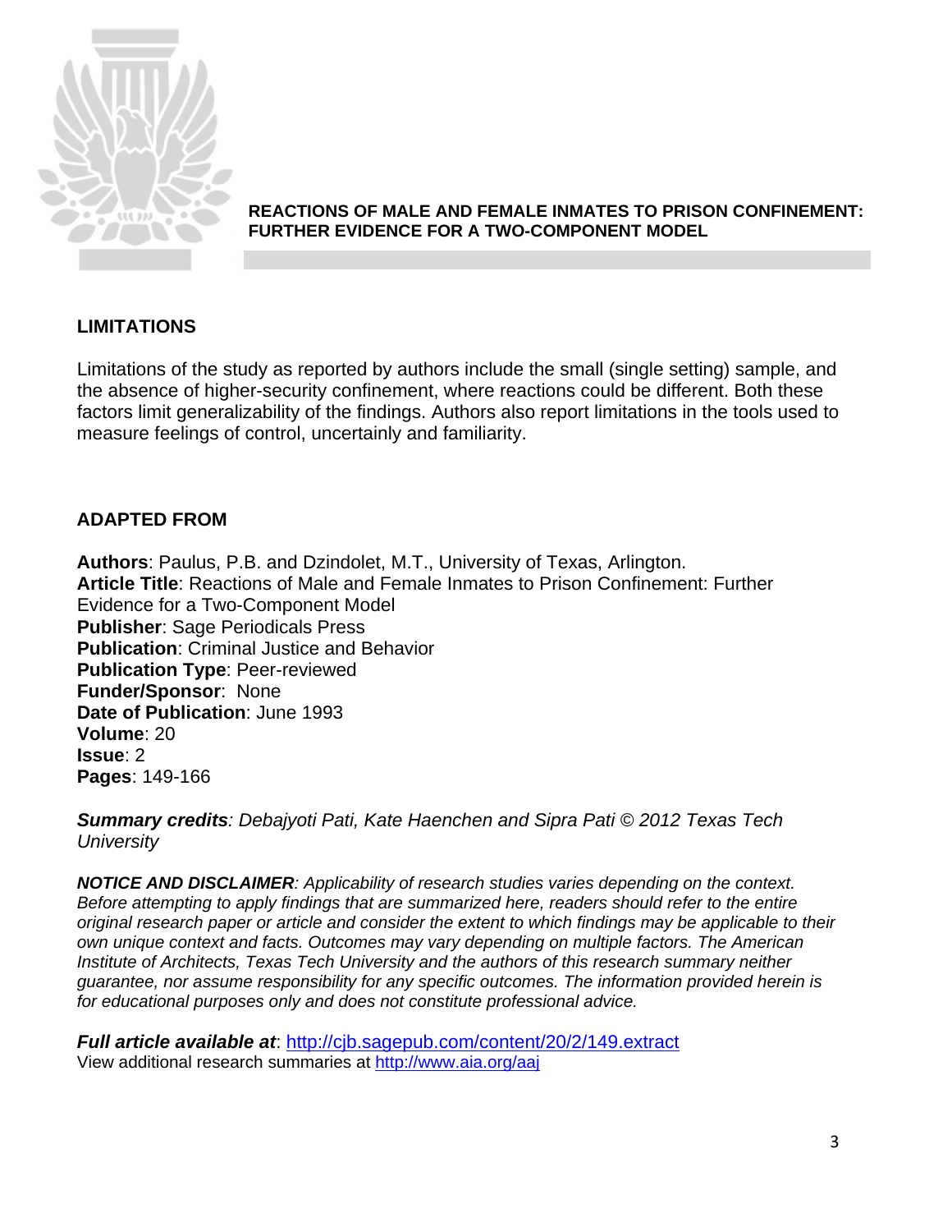**REACTIONS OF MALE AND FEMALE INMATES TO PRISON CONFINEMENT: FURTHER EVIDENCE FOR A TWO-COMPONENT MODEL**

## LIMITATIONS

Limitations of the study as reported by authors include the small (single setting) sample, and the absence of higher-security confinement, where reactions could be different. Both these factors limit generalizability of the findings. Authors also report limitations in the tools used to measure feelings of control, uncertainly and familiarity.

## ADAPTED FROM

**Authors**: Paulus, P.B. and Dzindolet, M.T., University of Texas, Arlington.
**Article Title**: Reactions of Male and Female Inmates to Prison Confinement: Further Evidence for a Two-Component Model
**Publisher**: Sage Periodicals Press
**Publication**: Criminal Justice and Behavior
**Publication Type**: Peer-reviewed
**Funder/Sponsor**: None
**Date of Publication**: June 1993
**Volume**: 20
**Issue**: 2
**Pages**: 149-166

***Summary credits**: Debajyoti Pati, Kate Haenchen and Sipra Pati © 2012 Texas Tech University*

***NOTICE AND DISCLAIMER**: Applicability of research studies varies depending on the context. Before attempting to apply findings that are summarized here, readers should refer to the entire original research paper or article and consider the extent to which findings may be applicable to their own unique context and facts. Outcomes may vary depending on multiple factors. The American Institute of Architects, Texas Tech University and the authors of this research summary neither guarantee, nor assume responsibility for any specific outcomes. The information provided herein is for educational purposes only and does not constitute professional advice.*

***Full article available at***: http://cjb.sagepub.com/content/20/2/149.extract
View additional research summaries at http://www.aia.org/aaj